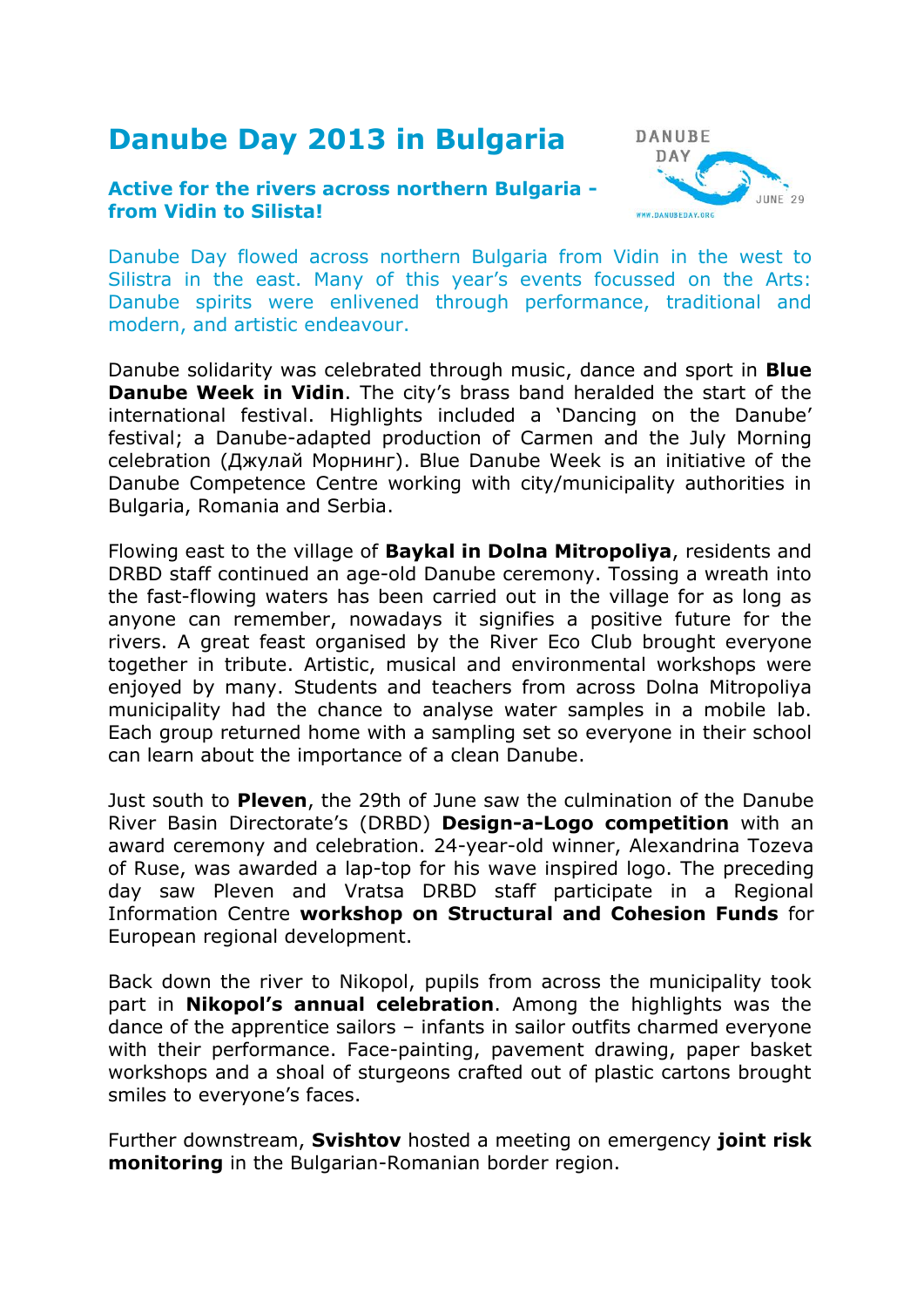# Danube Day 2013 in Bulgaria

### Active for the rivers across northern Bulgaria - from Vidin to Silista!

Danube Day flowed across northern Bulgaria from Vidin in the west to Silistra in the east. Many of this year's events focussed on the Arts: Danube spirits were enlivened through performance, traditional and modern, and artistic endeavour.

Danube solidarity was celebrated through music, dance and sport in **Blue Danube Week in Vidin**. The city's brass band heralded the start of the international festival. Highlights included a 'Dancing on the Danube' festival; a Danube-adapted production of Carmen and the July Morning celebration (Джулай Морнинг). Blue Danube Week is an initiative of the Danube Competence Centre working with city/municipality authorities in Bulgaria, Romania and Serbia.

Flowing east to the village of **Baykal in Dolna Mitropoliya**, residents and DRBD staff continued an age-old Danube ceremony. Tossing a wreath into the fast-flowing waters has been carried out in the village for as long as anyone can remember, nowadays it signifies a positive future for the rivers. A great feast organised by the River Eco Club brought everyone together in tribute. Artistic, musical and environmental workshops were enjoyed by many. Students and teachers from across Dolna Mitropoliya municipality had the chance to analyse water samples in a mobile lab. Each group returned home with a sampling set so everyone in their school can learn about the importance of a clean Danube.

Just south to **Pleven**, the 29th of June saw the culmination of the Danube River Basin Directorate's (DRBD) **Design-a-Logo competition** with an award ceremony and celebration. 24-year-old winner, Alexandrina Tozeva of Ruse, was awarded a lap-top for his wave inspired logo. The preceding day saw Pleven and Vratsa DRBD staff participate in a Regional Information Centre **workshop on Structural and Cohesion Funds** for European regional development.

Back down the river to Nikopol, pupils from across the municipality took part in **Nikopol's annual celebration**. Among the highlights was the dance of the apprentice sailors – infants in sailor outfits charmed everyone with their performance. Face-painting, pavement drawing, paper basket workshops and a shoal of sturgeons crafted out of plastic cartons brought smiles to everyone's faces.

Further downstream, **Svishtov** hosted a meeting on emergency **joint risk monitoring** in the Bulgarian-Romanian border region.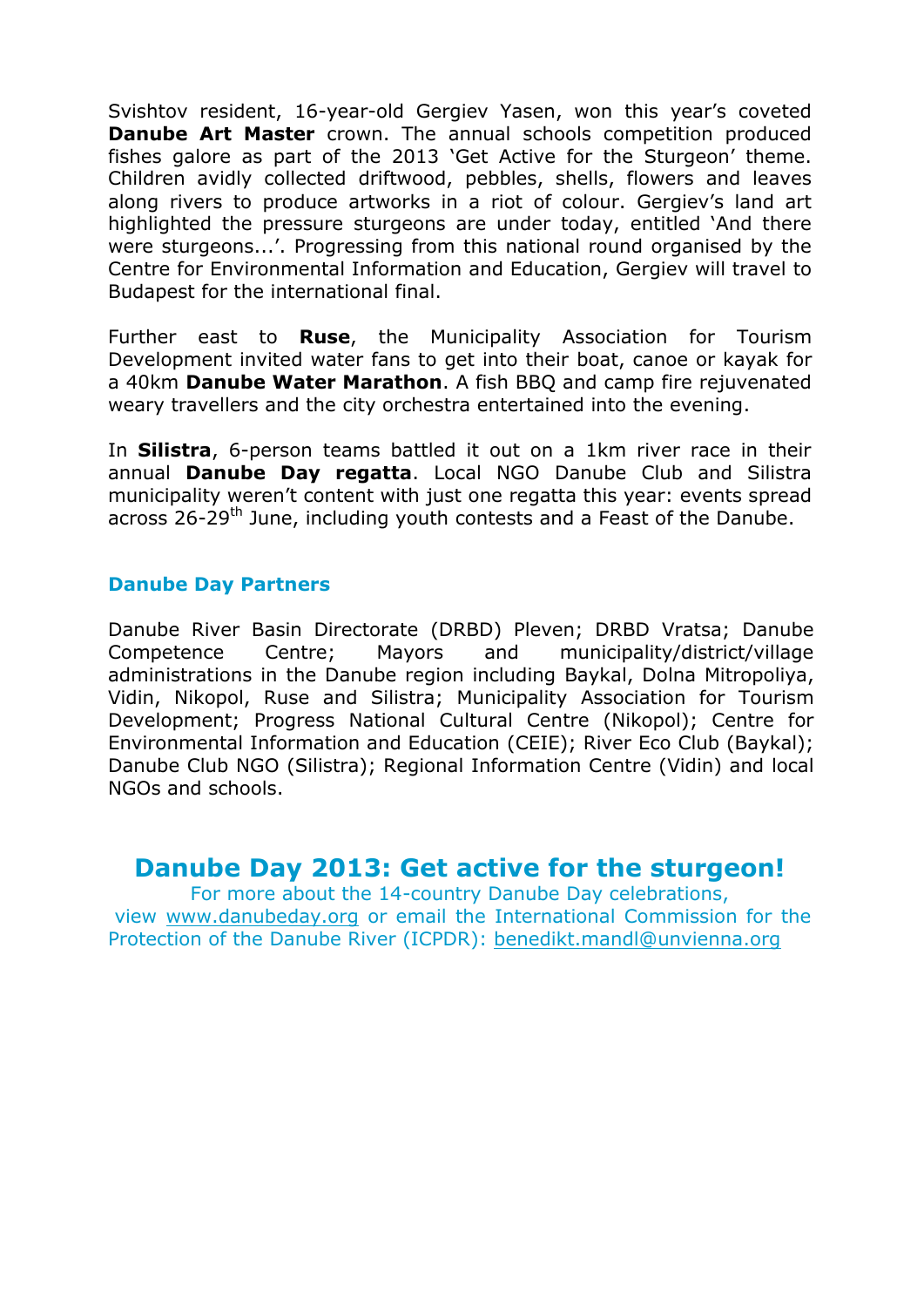Svishtov resident, 16-year-old Gergiev Yasen, won this year's coveted **Danube Art Master** crown. The annual schools competition produced fishes galore as part of the 2013 'Get Active for the Sturgeon' theme. Children avidly collected driftwood, pebbles, shells, flowers and leaves along rivers to produce artworks in a riot of colour. Gergiev's land art highlighted the pressure sturgeons are under today, entitled 'And there were sturgeons...'. Progressing from this national round organised by the Centre for Environmental Information and Education, Gergiev will travel to Budapest for the international final.

Further east to **Ruse**, the Municipality Association for Tourism Development invited water fans to get into their boat, canoe or kayak for a 40km **Danube Water Marathon**. A fish BBQ and camp fire rejuvenated weary travellers and the city orchestra entertained into the evening.

In **Silistra**, 6-person teams battled it out on a 1km river race in their annual **Danube Day regatta**. Local NGO Danube Club and Silistra municipality weren't content with just one regatta this year: events spread across 26-29th June, including youth contests and a Feast of the Danube.

### Danube Day Partners

Danube River Basin Directorate (DRBD) Pleven; DRBD Vratsa; Danube Competence Centre; Mayors and municipality/district/village administrations in the Danube region including Baykal, Dolna Mitropoliya, Vidin, Nikopol, Ruse and Silistra; Municipality Association for Tourism Development; Progress National Cultural Centre (Nikopol); Centre for Environmental Information and Education (CEIE); River Eco Club (Baykal); Danube Club NGO (Silistra); Regional Information Centre (Vidin) and local NGOs and schools.

## Danube Day 2013: Get active for the sturgeon!

For more about the 14-country Danube Day celebrations, view www.danubeday.org or email the International Commission for the Protection of the Danube River (ICPDR): benedikt.mandl@unvienna.org